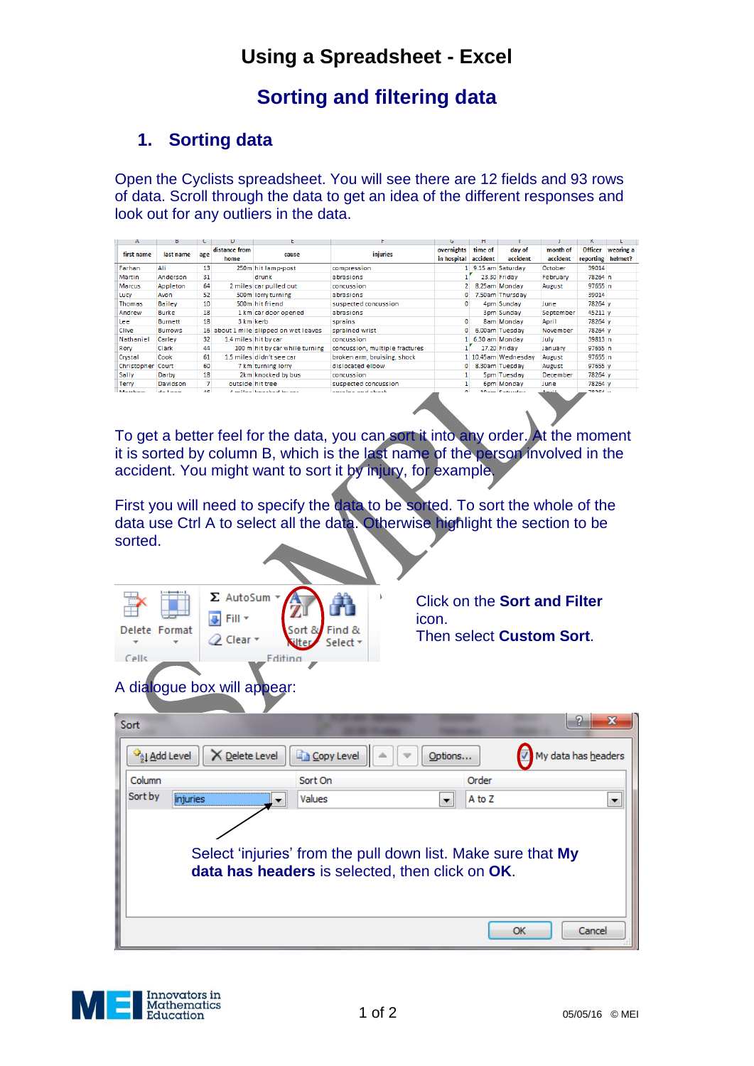# Using a Spreadsheet - Excel

## Sorting and filtering data

### 1. Sorting data

Open the Cyclists spreadsheet. You will see there are 12 fields and 93 rows of data. Scroll through the data to get an idea of the different responses and look out for any outliers in the data.

| first name | last name | age | distance from home | cause | injuries | overnights in hospital | time of accident | day of accident | month of accident | Officer reporting | wearing a helmet? |
|---|---|---|---|---|---|---|---|---|---|---|---|
| Farhan | Ali | 13 | 250m | hit lamp-post | compression | 1 | 9.15 am | Saturday | October | 39014 | |
| Martin | Anderson | 31 | | drunk | abrasions | 1 | 23.30 | Friday | February | 78264 | n |
| Marcus | Appleton | 64 | 2 miles | car pulled out | concussion | 2 | 8.25am | Monday | August | 97655 | n |
| Lucy | Avon | 52 | 500m | lorry turning | abrasions | 0 | 7.50am | Thursday | | 39014 | |
| Thomas | Bailey | 10 | 500m | hit friend | suspected concussion | 0 | 4pm | Sunday | June | 78264 | y |
| Andrew | Burke | 18 | 1 km | car door opened | abrasions | | 3pm | Sunday | September | 45211 | y |
| Lee | Burnett | 18 | 3 km | kerb | sprains | 0 | 8am | Monday | April | 78264 | y |
| Clive | Burrows | 16 | about 1 mile | slipped on wet leaves | sprained wrist | 0 | 6.00am | Tuesday | November | 78264 | y |
| Nethaniel | Carley | 32 | 1.4 miles | hit by car | concussion | 1 | 6.30 am | Monday | July | 39813 | n |
| Rory | Clark | 44 | 100 m | hit by car while turning | concussion, multiple fractures | 1 | 17.20 | Friday | January | 97655 | n |
| Crystal | Cook | 61 | 1.5 miles | didn't see car | broken arm, bruising, shock | 1 | 10.45am | Wednesday | August | 97655 | n |
| Christopher | Court | 60 | 7 km | turning lorry | dislocated elbow | 0 | 8.30am | Tuesday | August | 97655 | y |
| Sally | Darby | 18 | 2km | knocked by bus | concussion | 1 | 5pm | Tuesday | December | 78264 | y |
| Terry | Davidson | 7 | outside | hit tree | suspected concussion | 1 | 6pm | Monday | June | 78264 | y |

To get a better feel for the data, you can sort it into any order. At the moment it is sorted by column B, which is the last name of the person involved in the accident. You might want to sort it by injury, for example.

First you will need to specify the data to be sorted. To sort the whole of the data use Ctrl A to select all the data. Otherwise highlight the section to be sorted.

Click on the **Sort and Filter** icon.
Then select **Custom Sort**.

A dialogue box will appear:

Select 'injuries' from the pull down list. Make sure that **My data has headers** is selected, then click on **OK**.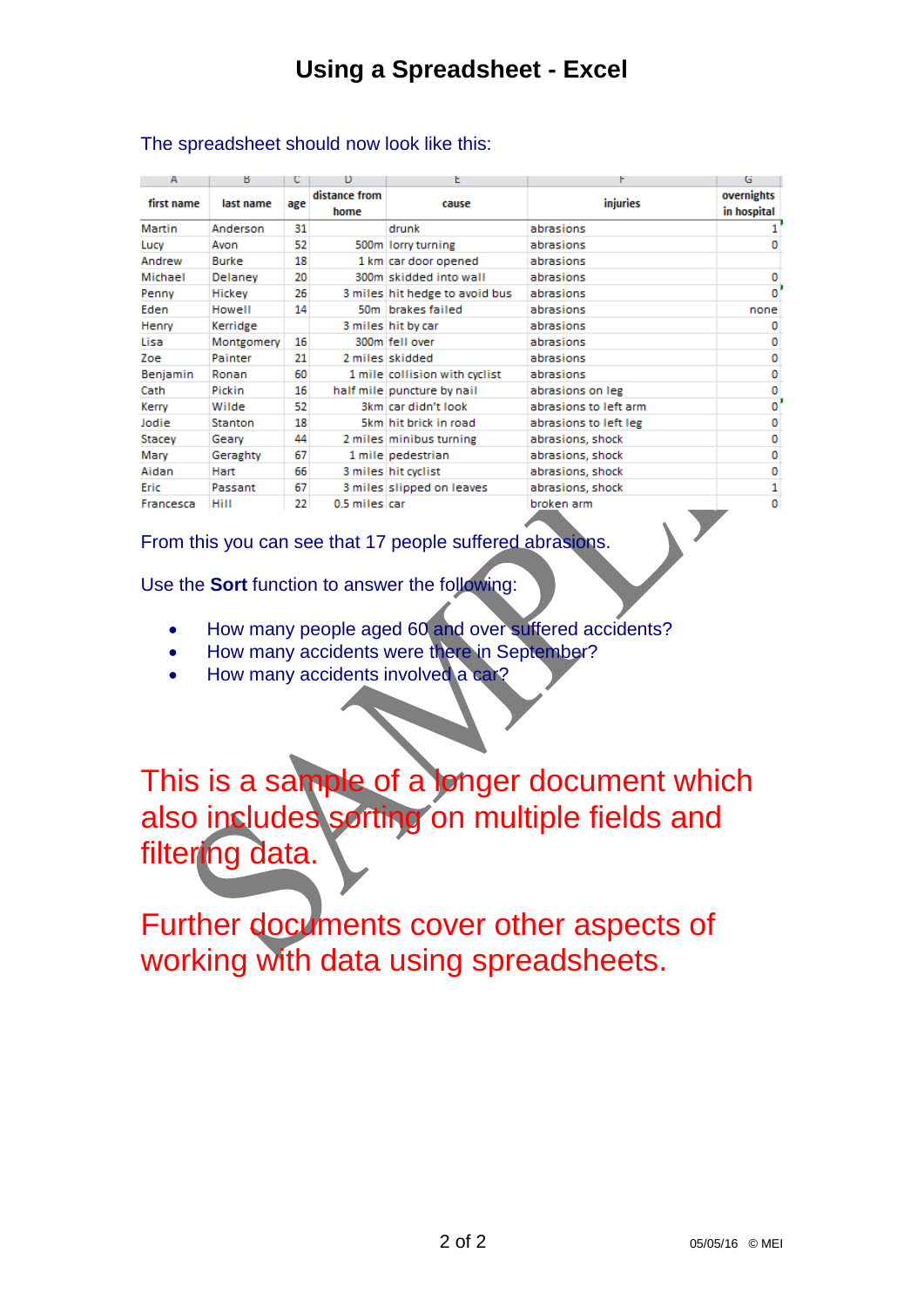# Using a Spreadsheet - Excel

The spreadsheet should now look like this:

| first name | last name | age | distance from home | cause | injuries | overnights in hospital |
|---|---|---|---|---|---|---|
| Martin | Anderson | 31 | | drunk | abrasions | 1 |
| Lucy | Avon | 52 | 500m | lorry turning | abrasions | 0 |
| Andrew | Burke | 18 | 1 km | car door opened | abrasions | |
| Michael | Delaney | 20 | 300m | skidded into wall | abrasions | 0 |
| Penny | Hickey | 26 | 3 miles | hit hedge to avoid bus | abrasions | 0 |
| Eden | Howell | 14 | 50m | brakes failed | abrasions | none |
| Henry | Kerridge | | 3 miles | hit by car | abrasions | 0 |
| Lisa | Montgomery | 16 | 300m | fell over | abrasions | 0 |
| Zoe | Painter | 21 | 2 miles | skidded | abrasions | 0 |
| Benjamin | Ronan | 60 | 1 mile | collision with cyclist | abrasions | 0 |
| Cath | Pickin | 16 | half mile | puncture by nail | abrasions on leg | 0 |
| Kerry | Wilde | 52 | 3km | car didn't look | abrasions to left arm | 0 |
| Jodie | Stanton | 18 | 5km | hit brick in road | abrasions to left leg | 0 |
| Stacey | Geary | 44 | 2 miles | minibus turning | abrasions, shock | 0 |
| Mary | Geraghty | 67 | 1 mile | pedestrian | abrasions, shock | 0 |
| Aidan | Hart | 66 | 3 miles | hit cyclist | abrasions, shock | 0 |
| Eric | Passant | 67 | 3 miles | slipped on leaves | abrasions, shock | 1 |
| Francesca | Hill | 22 | 0.5 miles | car | broken arm | 0 |

From this you can see that 17 people suffered abrasions.

Use the **Sort** function to answer the following:

- How many people aged 60 and over suffered accidents?
- How many accidents were there in September?
- How many accidents involved a car?

This is a sample of a longer document which also includes sorting on multiple fields and filtering data.

Further documents cover other aspects of working with data using spreadsheets.